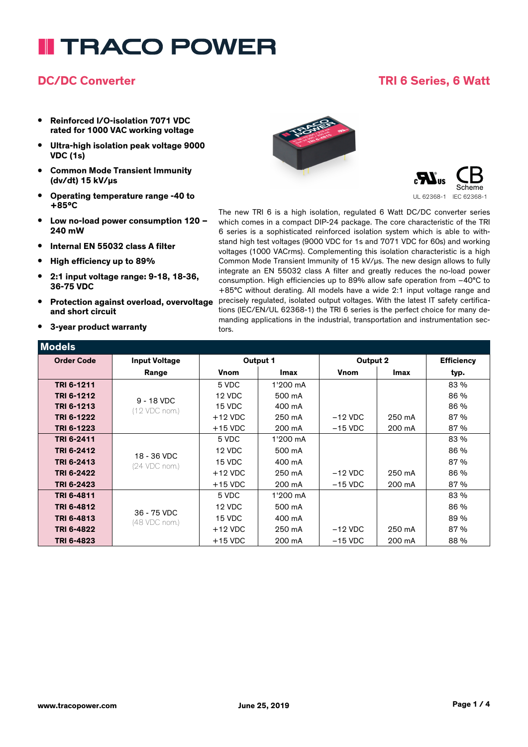# TRACO POWER

## DC/DC Converter

## TRI 6 Series, 6 Watt

- **Reinforced I/O-isolation 7071 VDC rated for 1000 VAC working voltage**
- **Ultra-high isolation peak voltage 9000 VDC (1s)**
- **Common Mode Transient Immunity (dv/dt) 15 kV/µs**
- **Operating temperature range -40 to +85°C**
- **Low no-load power consumption 120 – 240 mW**
- **Internal EN 55032 class A filter**
- **High efficiency up to 89%**
- **2:1 input voltage range: 9-18, 18-36, 36-75 VDC**
- **Protection against overload, overvoltage and short circuit**
- **3-year product warranty**

UL 62368-1 IEC 62368-1

The new TRI 6 is a high isolation, regulated 6 Watt DC/DC converter series which comes in a compact DIP-24 package. The core characteristic of the TRI 6 series is a sophisticated reinforced isolation system which is able to withstand high test voltages (9000 VDC for 1s and 7071 VDC for 60s) and working voltages (1000 VACrms). Complementing this isolation characteristic is a high Common Mode Transient Immunity of 15 kV/µs. The new design allows to fully integrate an EN 55032 class A filter and greatly reduces the no-load power consumption. High efficiencies up to 89% allow safe operation from –40°C to +85°C without derating. All models have a wide 2:1 input voltage range and precisely regulated, isolated output voltages. With the latest IT safety certifications (IEC/EN/UL 62368-1) the TRI 6 series is the perfect choice for many demanding applications in the industrial, transportation and instrumentation sectors.

## Models

| Order Code | Input Voltage | Output 1 | | Output 2 | | Efficiency |
|---|---|---|---|---|---|---|
| | Range | Vnom | Imax | Vnom | Imax | typ. |
| TRI 6-1211 | 9 - 18 VDC (12 VDC nom.) | 5 VDC | 1'200 mA | | | 83 % |
| TRI 6-1212 | | 12 VDC | 500 mA | | | 86 % |
| TRI 6-1213 | | 15 VDC | 400 mA | | | 86 % |
| TRI 6-1222 | | +12 VDC | 250 mA | –12 VDC | 250 mA | 87 % |
| TRI 6-1223 | | +15 VDC | 200 mA | –15 VDC | 200 mA | 87 % |
| TRI 6-2411 | 18 - 36 VDC (24 VDC nom.) | 5 VDC | 1'200 mA | | | 83 % |
| TRI 6-2412 | | 12 VDC | 500 mA | | | 86 % |
| TRI 6-2413 | | 15 VDC | 400 mA | | | 87 % |
| TRI 6-2422 | | +12 VDC | 250 mA | –12 VDC | 250 mA | 86 % |
| TRI 6-2423 | | +15 VDC | 200 mA | –15 VDC | 200 mA | 87 % |
| TRI 6-4811 | 36 - 75 VDC (48 VDC nom.) | 5 VDC | 1'200 mA | | | 83 % |
| TRI 6-4812 | | 12 VDC | 500 mA | | | 86 % |
| TRI 6-4813 | | 15 VDC | 400 mA | | | 89 % |
| TRI 6-4822 | | +12 VDC | 250 mA | –12 VDC | 250 mA | 87 % |
| TRI 6-4823 | | +15 VDC | 200 mA | –15 VDC | 200 mA | 88 % |

www.tracopower.com June 25, 2019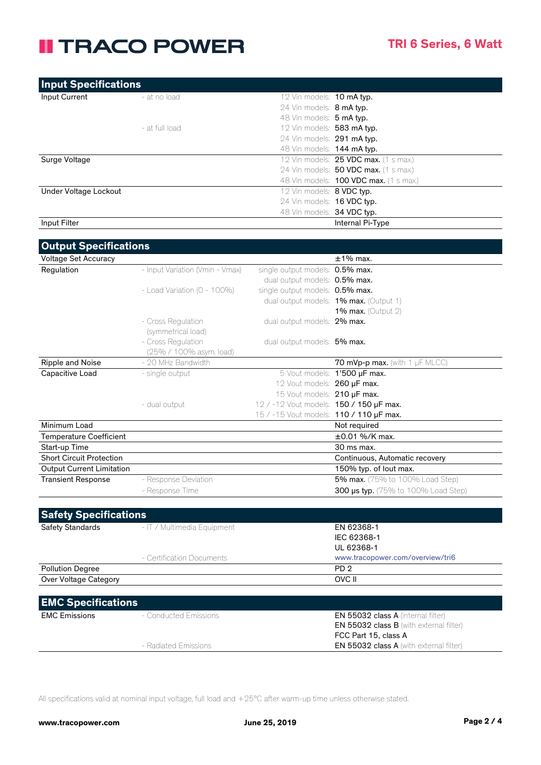## Input Specifications

| | | | |
|---|---|---|---|
| Input Current | - at no load | 12 Vin models: | **10 mA typ.** |
| | | 24 Vin models: | **8 mA typ.** |
| | | 48 Vin models: | **5 mA typ.** |
| | - at full load | 12 Vin models: | **583 mA typ.** |
| | | 24 Vin models: | **291 mA typ.** |
| | | 48 Vin models: | **144 mA typ.** |
| Surge Voltage | | 12 Vin models: | **25 VDC max.** (1 s max.) |
| | | 24 Vin models: | **50 VDC max.** (1 s max.) |
| | | 48 Vin models: | **100 VDC max.** (1 s max.) |
| Under Voltage Lockout | | 12 Vin models: | **8 VDC typ.** |
| | | 24 Vin models: | **16 VDC typ.** |
| | | 48 Vin models: | **34 VDC typ.** |
| Input Filter | | | Internal Pi-Type |

## Output Specifications

| | | | |
|---|---|---|---|
| Voltage Set Accuracy | | | ±1% max. |
| Regulation | - Input Variation (Vmin - Vmax) | single output models: | **0.5% max.** |
| | | dual output models: | **0.5% max.** |
| | - Load Variation (0 - 100%) | single output models: | **0.5% max.** |
| | | dual output models: | **1% max.** (Output 1) |
| | | | **1% max.** (Output 2) |
| | - Cross Regulation (symmetrical load) | dual output models: | **2% max.** |
| | - Cross Regulation (25% / 100% asym. load) | dual output models: | **5% max.** |
| Ripple and Noise | - 20 MHz Bandwidth | | **70 mVp-p max.** (with 1 µF MLCC) |
| Capacitive Load | - single output | 5 Vout models: | **1'500 µF max.** |
| | | 12 Vout models: | **260 µF max.** |
| | | 15 Vout models: | **210 µF max.** |
| | - dual output | 12 / -12 Vout models: | **150 / 150 µF max.** |
| | | 15 / -15 Vout models: | **110 / 110 µF max.** |
| Minimum Load | | | Not required |
| Temperature Coefficient | | | ±0.01 %/K max. |
| Start-up Time | | | 30 ms max. |
| Short Circuit Protection | | | Continuous, Automatic recovery |
| Output Current Limitation | | | 150% typ. of Iout max. |
| Transient Response | - Response Deviation | | **5% max.** (75% to 100% Load Step) |
| | - Response Time | | **300 µs typ.** (75% to 100% Load Step) |

## Safety Specifications

| | | |
|---|---|---|
| Safety Standards | - IT / Multimedia Equipment | EN 62368-1 |
| | | IEC 62368-1 |
| | | UL 62368-1 |
| | - Certification Documents | www.tracopower.com/overview/tri6 |
| Pollution Degree | | PD 2 |
| Over Voltage Category | | OVC II |

## EMC Specifications

| | | |
|---|---|---|
| EMC Emissions | - Conducted Emissions | **EN 55032 class A** (internal filter) |
| | | **EN 55032 class B** (with external filter) |
| | | FCC Part 15, class A |
| | - Radiated Emissions | **EN 55032 class A** (with external filter) |

All specifications valid at nominal input voltage, full load and +25°C after warm-up time unless otherwise stated.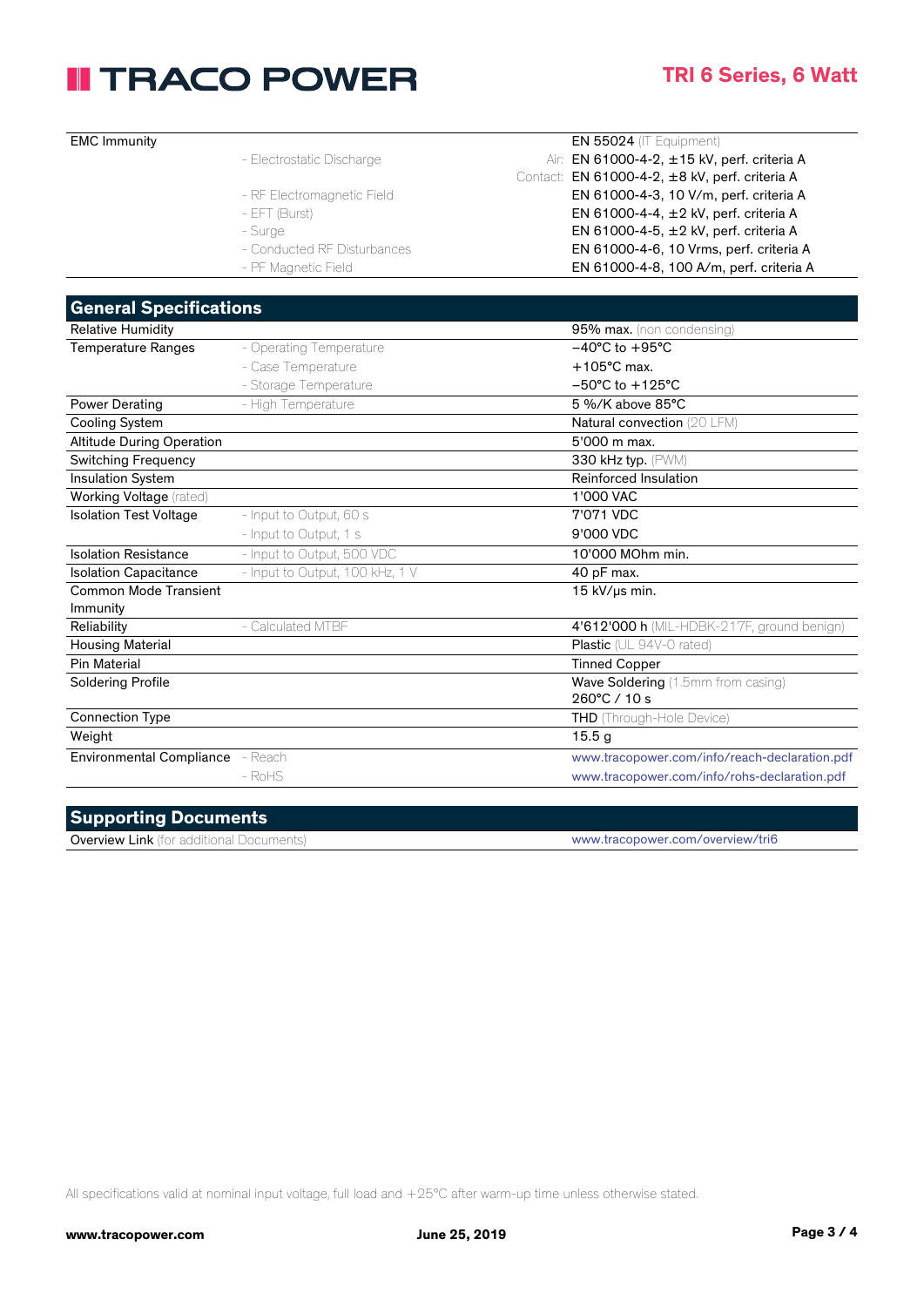| EMC Immunity | | | EN 55024 (IT Equipment) |
|---|---|---|---|
| | - Electrostatic Discharge | Air: | EN 61000-4-2, ±15 kV, perf. criteria A |
| | | Contact: | EN 61000-4-2, ±8 kV, perf. criteria A |
| | - RF Electromagnetic Field | | EN 61000-4-3, 10 V/m, perf. criteria A |
| | - EFT (Burst) | | EN 61000-4-4, ±2 kV, perf. criteria A |
| | - Surge | | EN 61000-4-5, ±2 kV, perf. criteria A |
| | - Conducted RF Disturbances | | EN 61000-4-6, 10 Vrms, perf. criteria A |
| | - PF Magnetic Field | | EN 61000-4-8, 100 A/m, perf. criteria A |

## General Specifications

| | | |
|---|---|---|
| Relative Humidity | | **95% max.** (non condensing) |
| Temperature Ranges | - Operating Temperature | −40°C to +95°C |
| | - Case Temperature | +105°C max. |
| | - Storage Temperature | −50°C to +125°C |
| Power Derating | - High Temperature | 5 %/K above 85°C |
| Cooling System | | Natural convection (20 LFM) |
| Altitude During Operation | | 5'000 m max. |
| Switching Frequency | | 330 kHz typ. (PWM) |
| Insulation System | | Reinforced Insulation |
| Working Voltage (rated) | | 1'000 VAC |
| Isolation Test Voltage | - Input to Output, 60 s | 7'071 VDC |
| | - Input to Output, 1 s | 9'000 VDC |
| Isolation Resistance | - Input to Output, 500 VDC | 10'000 MOhm min. |
| Isolation Capacitance | - Input to Output, 100 kHz, 1 V | 40 pF max. |
| Common Mode Transient Immunity | | 15 kV/µs min. |
| Reliability | - Calculated MTBF | **4'612'000 h** (MIL-HDBK-217F, ground benign) |
| Housing Material | | **Plastic** (UL 94V-0 rated) |
| Pin Material | | Tinned Copper |
| Soldering Profile | | **Wave Soldering** (1.5mm from casing) 260°C / 10 s |
| Connection Type | | **THD** (Through-Hole Device) |
| Weight | | 15.5 g |
| Environmental Compliance | - Reach | www.tracopower.com/info/reach-declaration.pdf |
| | - RoHS | www.tracopower.com/info/rohs-declaration.pdf |

## Supporting Documents

| | |
|---|---|
| **Overview Link** (for additional Documents) | www.tracopower.com/overview/tri6 |

All specifications valid at nominal input voltage, full load and +25°C after warm-up time unless otherwise stated.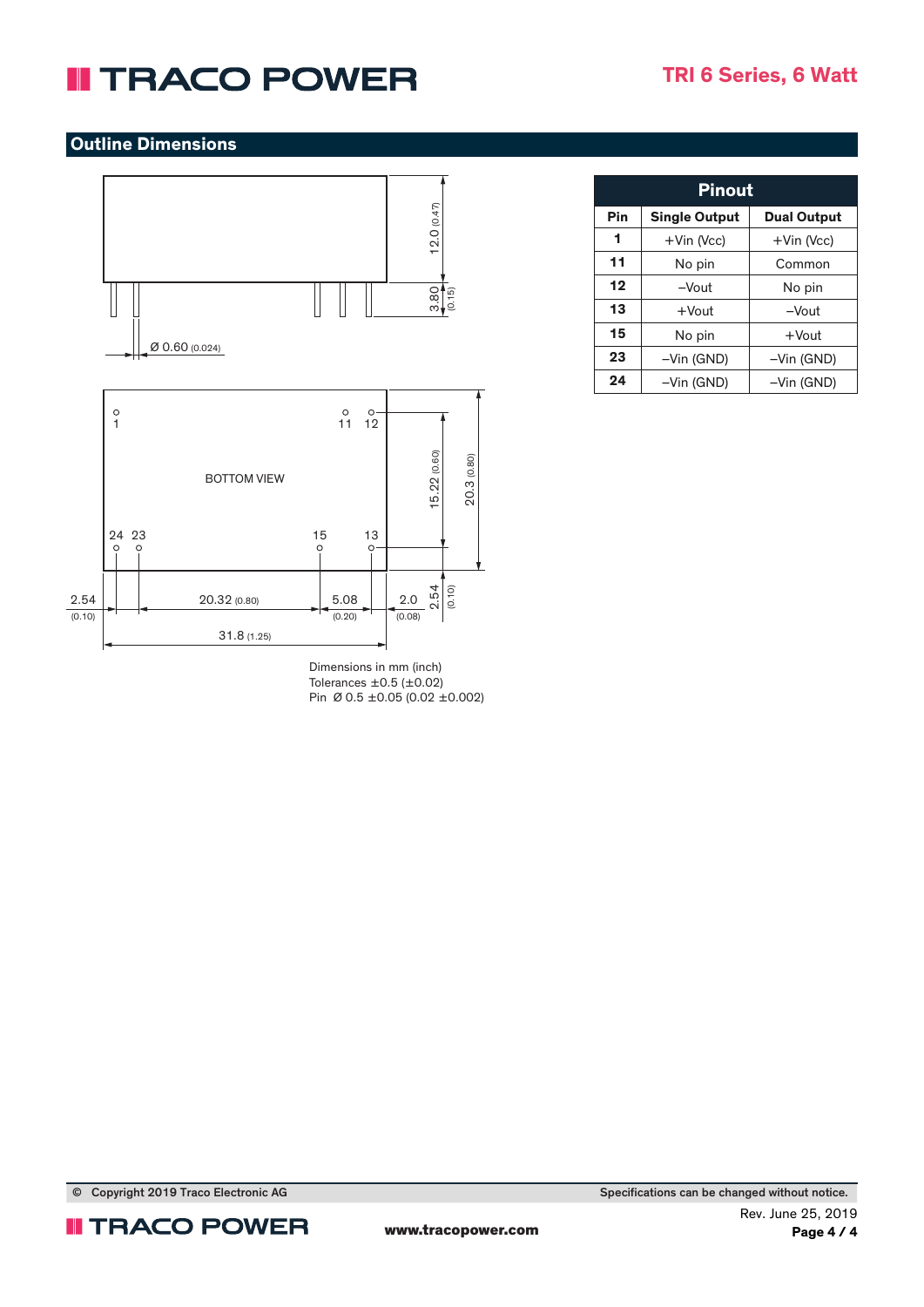## Outline Dimensions

BOTTOM VIEW

Dimensions in mm (inch)
Tolerances ±0.5 (±0.02)
Pin Ø 0.5 ±0.05 (0.02 ±0.002)

| Pinout | | |
|---|---|---|
| **Pin** | **Single Output** | **Dual Output** |
| **1** | +Vin (Vcc) | +Vin (Vcc) |
| **11** | No pin | Common |
| **12** | –Vout | No pin |
| **13** | +Vout | –Vout |
| **15** | No pin | +Vout |
| **23** | –Vin (GND) | –Vin (GND) |
| **24** | –Vin (GND) | –Vin (GND) |

© Copyright 2019 Traco Electronic AG

Specifications can be changed without notice.

www.tracopower.com

Rev. June 25, 2019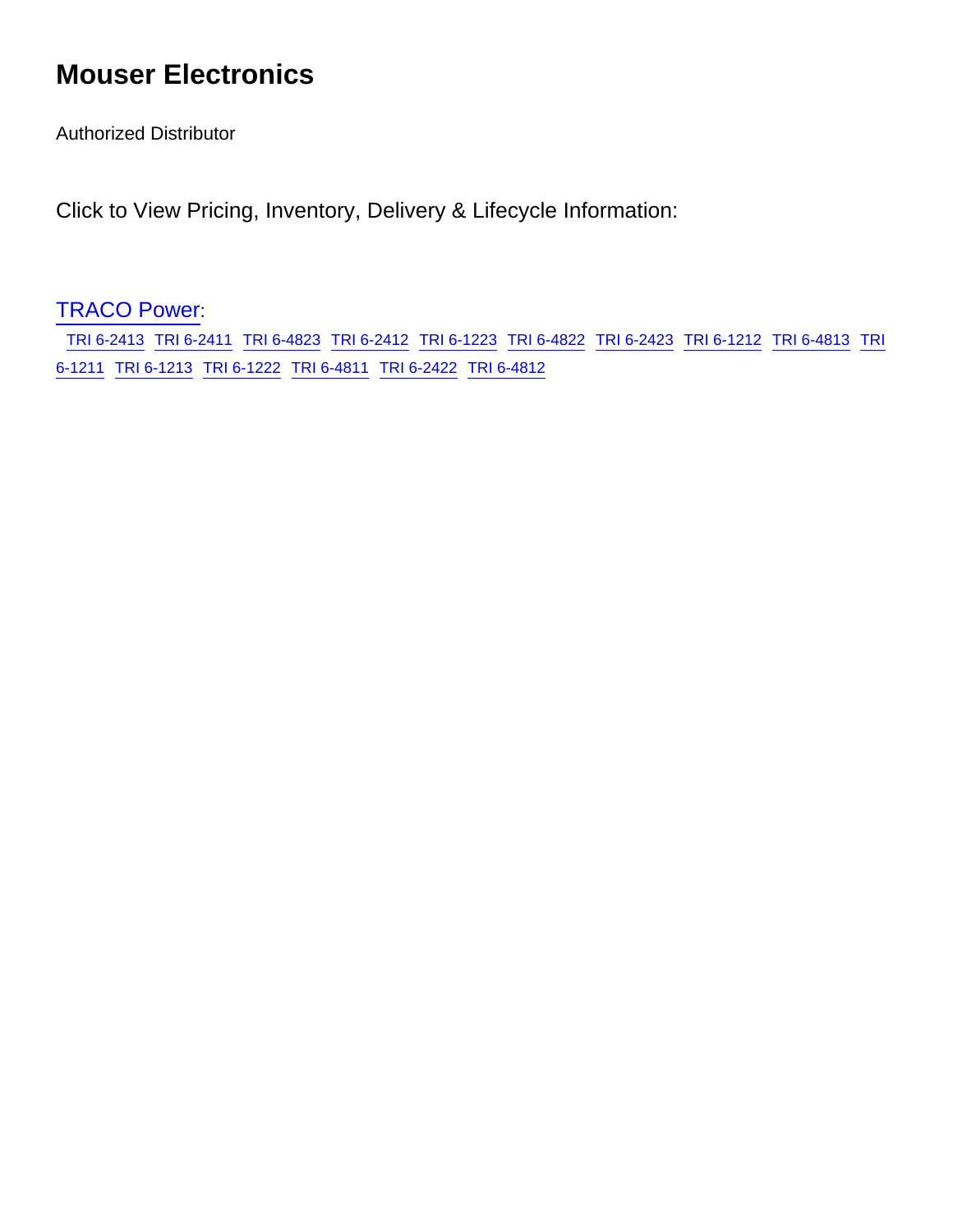# Mouser Electronics

Authorized Distributor

Click to View Pricing, Inventory, Delivery & Lifecycle Information:

TRACO Power:

TRI 6-2413 TRI 6-2411 TRI 6-4823 TRI 6-2412 TRI 6-1223 TRI 6-4822 TRI 6-2423 TRI 6-1212 TRI 6-4813 TRI 6-1211 TRI 6-1213 TRI 6-1222 TRI 6-4811 TRI 6-2422 TRI 6-4812